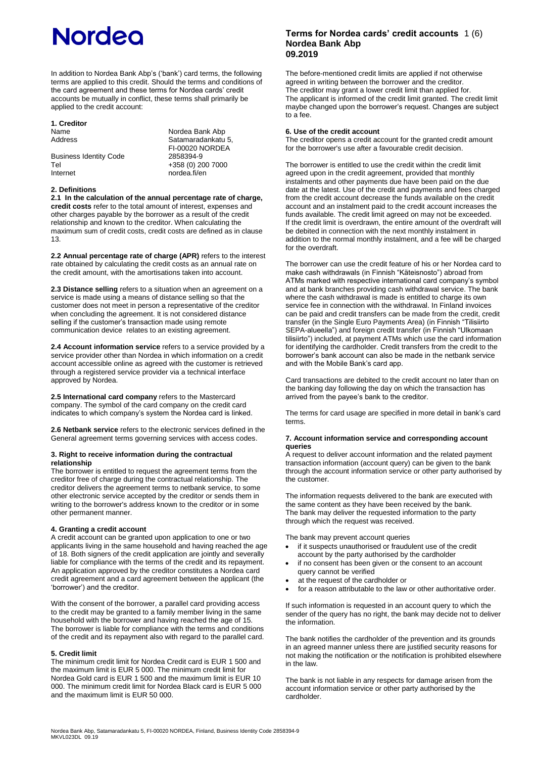# Terms for Nordea cards' credit accounts
**Nordea Bank Abp**
**09.2019**

In addition to Nordea Bank Abp's ('bank') card terms, the following terms are applied to this credit. Should the terms and conditions of the card agreement and these terms for Nordea cards' credit accounts be mutually in conflict, these terms shall primarily be applied to the credit account:

## 1. Creditor

| | |
|---|---|
| Name | Nordea Bank Abp |
| Address | Satamaradankatu 5, FI-00020 NORDEA |
| Business Identity Code | 2858394-9 |
| Tel | +358 (0) 200 7000 |
| Internet | nordea.fi/en |

## 2. Definitions

**2.1 In the calculation of the annual percentage rate of charge, credit costs** refer to the total amount of interest, expenses and other charges payable by the borrower as a result of the credit relationship and known to the creditor. When calculating the maximum sum of credit costs, credit costs are defined as in clause 13.

**2.2 Annual percentage rate of charge (APR)** refers to the interest rate obtained by calculating the credit costs as an annual rate on the credit amount, with the amortisations taken into account.

**2.3 Distance selling** refers to a situation when an agreement on a service is made using a means of distance selling so that the customer does not meet in person a representative of the creditor when concluding the agreement. It is not considered distance selling if the customer's transaction made using remote communication device relates to an existing agreement.

**2.4 Account information service** refers to a service provided by a service provider other than Nordea in which information on a credit account accessible online as agreed with the customer is retrieved through a registered service provider via a technical interface approved by Nordea.

**2.5 International card company** refers to the Mastercard company. The symbol of the card company on the credit card indicates to which company's system the Nordea card is linked.

**2.6 Netbank service** refers to the electronic services defined in the General agreement terms governing services with access codes.

## 3. Right to receive information during the contractual relationship

The borrower is entitled to request the agreement terms from the creditor free of charge during the contractual relationship. The creditor delivers the agreement terms to netbank service, to some other electronic service accepted by the creditor or sends them in writing to the borrower's address known to the creditor or in some other permanent manner.

## 4. Granting a credit account

A credit account can be granted upon application to one or two applicants living in the same household and having reached the age of 18. Both signers of the credit application are jointly and severally liable for compliance with the terms of the credit and its repayment. An application approved by the creditor constitutes a Nordea card credit agreement and a card agreement between the applicant (the 'borrower') and the creditor.

With the consent of the borrower, a parallel card providing access to the credit may be granted to a family member living in the same household with the borrower and having reached the age of 15. The borrower is liable for compliance with the terms and conditions of the credit and its repayment also with regard to the parallel card.

## 5. Credit limit

The minimum credit limit for Nordea Credit card is EUR 1 500 and the maximum limit is EUR 5 000. The minimum credit limit for Nordea Gold card is EUR 1 500 and the maximum limit is EUR 10 000. The minimum credit limit for Nordea Black card is EUR 5 000 and the maximum limit is EUR 50 000.

The before-mentioned credit limits are applied if not otherwise agreed in writing between the borrower and the creditor. The creditor may grant a lower credit limit than applied for. The applicant is informed of the credit limit granted. The credit limit maybe changed upon the borrower's request. Changes are subject to a fee.

## 6. Use of the credit account

The creditor opens a credit account for the granted credit amount for the borrower's use after a favourable credit decision.

The borrower is entitled to use the credit within the credit limit agreed upon in the credit agreement, provided that monthly instalments and other payments due have been paid on the due date at the latest. Use of the credit and payments and fees charged from the credit account decrease the funds available on the credit account and an instalment paid to the credit account increases the funds available. The credit limit agreed on may not be exceeded. If the credit limit is overdrawn, the entire amount of the overdraft will be debited in connection with the next monthly instalment in addition to the normal monthly instalment, and a fee will be charged for the overdraft.

The borrower can use the credit feature of his or her Nordea card to make cash withdrawals (in Finnish "Käteisnosto") abroad from ATMs marked with respective international card company's symbol and at bank branches providing cash withdrawal service. The bank where the cash withdrawal is made is entitled to charge its own service fee in connection with the withdrawal. In Finland invoices can be paid and credit transfers can be made from the credit, credit transfer (in the Single Euro Payments Area) (in Finnish "Tilisiirto SEPA-alueella") and foreign credit transfer (in Finnish "Ulkomaan tilisiirto") included, at payment ATMs which use the card information for identifying the cardholder. Credit transfers from the credit to the borrower's bank account can also be made in the netbank service and with the Mobile Bank's card app.

Card transactions are debited to the credit account no later than on the banking day following the day on which the transaction has arrived from the payee's bank to the creditor.

The terms for card usage are specified in more detail in bank's card terms.

## 7. Account information service and corresponding account queries

A request to deliver account information and the related payment transaction information (account query) can be given to the bank through the account information service or other party authorised by the customer.

The information requests delivered to the bank are executed with the same content as they have been received by the bank. The bank may deliver the requested information to the party through which the request was received.

The bank may prevent account queries

- if it suspects unauthorised or fraudulent use of the credit account by the party authorised by the cardholder
- if no consent has been given or the consent to an account query cannot be verified
- at the request of the cardholder or
- for a reason attributable to the law or other authoritative order.

If such information is requested in an account query to which the sender of the query has no right, the bank may decide not to deliver the information.

The bank notifies the cardholder of the prevention and its grounds in an agreed manner unless there are justified security reasons for not making the notification or the notification is prohibited elsewhere in the law.

The bank is not liable in any respects for damage arisen from the account information service or other party authorised by the cardholder.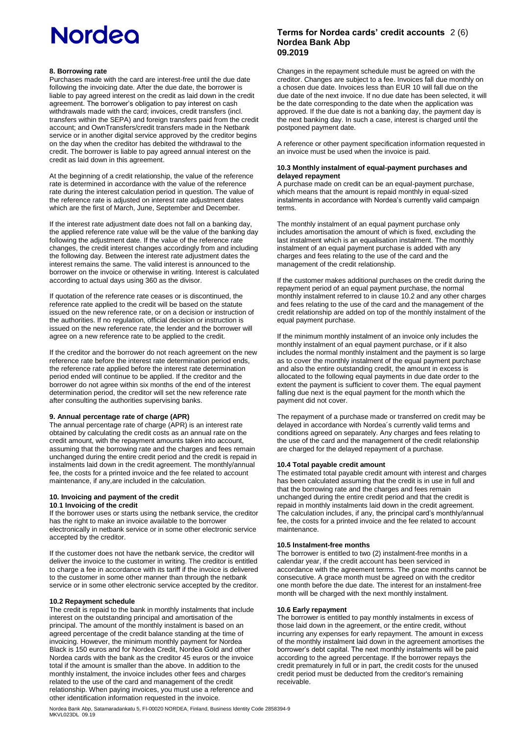## 8. Borrowing rate

Purchases made with the card are interest-free until the due date following the invoicing date. After the due date, the borrower is liable to pay agreed interest on the credit as laid down in the credit agreement. The borrower's obligation to pay interest on cash withdrawals made with the card; invoices, credit transfers (incl. transfers within the SEPA) and foreign transfers paid from the credit account; and OwnTransfers/credit transfers made in the Netbank service or in another digital service approved by the creditor begins on the day when the creditor has debited the withdrawal to the credit. The borrower is liable to pay agreed annual interest on the credit as laid down in this agreement.

At the beginning of a credit relationship, the value of the reference rate is determined in accordance with the value of the reference rate during the interest calculation period in question. The value of the reference rate is adjusted on interest rate adjustment dates which are the first of March, June, September and December.

If the interest rate adjustment date does not fall on a banking day, the applied reference rate value will be the value of the banking day following the adjustment date. If the value of the reference rate changes, the credit interest changes accordingly from and including the following day. Between the interest rate adjustment dates the interest remains the same. The valid interest is announced to the borrower on the invoice or otherwise in writing. Interest is calculated according to actual days using 360 as the divisor.

If quotation of the reference rate ceases or is discontinued, the reference rate applied to the credit will be based on the statute issued on the new reference rate, or on a decision or instruction of the authorities. If no regulation, official decision or instruction is issued on the new reference rate, the lender and the borrower will agree on a new reference rate to be applied to the credit.

If the creditor and the borrower do not reach agreement on the new reference rate before the interest rate determination period ends, the reference rate applied before the interest rate determination period ended will continue to be applied. If the creditor and the borrower do not agree within six months of the end of the interest determination period, the creditor will set the new reference rate after consulting the authorities supervising banks.

## 9. Annual percentage rate of charge (APR)

The annual percentage rate of charge (APR) is an interest rate obtained by calculating the credit costs as an annual rate on the credit amount, with the repayment amounts taken into account, assuming that the borrowing rate and the charges and fees remain unchanged during the entire credit period and the credit is repaid in instalments laid down in the credit agreement. The monthly/annual fee, the costs for a printed invoice and the fee related to account maintenance, if any,are included in the calculation.

## 10. Invoicing and payment of the credit

### 10.1 Invoicing of the credit

If the borrower uses or starts using the netbank service, the creditor has the right to make an invoice available to the borrower electronically in netbank service or in some other electronic service accepted by the creditor.

If the customer does not have the netbank service, the creditor will deliver the invoice to the customer in writing. The creditor is entitled to charge a fee in accordance with its tariff if the invoice is delivered to the customer in some other manner than through the netbank service or in some other electronic service accepted by the creditor.

### 10.2 Repayment schedule

The credit is repaid to the bank in monthly instalments that include interest on the outstanding principal and amortisation of the principal. The amount of the monthly instalment is based on an agreed percentage of the credit balance standing at the time of invoicing. However, the minimum monthly payment for Nordea Black is 150 euros and for Nordea Credit, Nordea Gold and other Nordea cards with the bank as the creditor 45 euros or the invoice total if the amount is smaller than the above. In addition to the monthly instalment, the invoice includes other fees and charges related to the use of the card and management of the credit relationship. When paying invoices, you must use a reference and other identification information requested in the invoice.

Changes in the repayment schedule must be agreed on with the creditor. Changes are subject to a fee. Invoices fall due monthly on a chosen due date. Invoices less than EUR 10 will fall due on the due date of the next invoice. If no due date has been selected, it will be the date corresponding to the date when the application was approved. If the due date is not a banking day, the payment day is the next banking day. In such a case, interest is charged until the postponed payment date.

A reference or other payment specification information requested in an invoice must be used when the invoice is paid.

### 10.3 Monthly instalment of equal-payment purchases and delayed repayment

A purchase made on credit can be an equal-payment purchase, which means that the amount is repaid monthly in equal-sized instalments in accordance with Nordea's currently valid campaign terms.

The monthly instalment of an equal payment purchase only includes amortisation the amount of which is fixed, excluding the last instalment which is an equalisation instalment. The monthly instalment of an equal payment purchase is added with any charges and fees relating to the use of the card and the management of the credit relationship.

If the customer makes additional purchases on the credit during the repayment period of an equal payment purchase, the normal monthly instalment referred to in clause 10.2 and any other charges and fees relating to the use of the card and the management of the credit relationship are added on top of the monthly instalment of the equal payment purchase.

If the minimum monthly instalment of an invoice only includes the monthly instalment of an equal payment purchase, or if it also includes the normal monthly instalment and the payment is so large as to cover the monthly instalment of the equal payment purchase and also the entire outstanding credit, the amount in excess is allocated to the following equal payments in due date order to the extent the payment is sufficient to cover them. The equal payment falling due next is the equal payment for the month which the payment did not cover.

The repayment of a purchase made or transferred on credit may be delayed in accordance with Nordea´s currently valid terms and conditions agreed on separately. Any charges and fees relating to the use of the card and the management of the credit relationship are charged for the delayed repayment of a purchase.

### 10.4 Total payable credit amount

The estimated total payable credit amount with interest and charges has been calculated assuming that the credit is in use in full and that the borrowing rate and the charges and fees remain unchanged during the entire credit period and that the credit is repaid in monthly instalments laid down in the credit agreement. The calculation includes, if any, the principal card's monthly/annual fee, the costs for a printed invoice and the fee related to account maintenance.

### 10.5 Instalment-free months

The borrower is entitled to two (2) instalment-free months in a calendar year, if the credit account has been serviced in accordance with the agreement terms. The grace months cannot be consecutive. A grace month must be agreed on with the creditor one month before the due date. The interest for an instalment-free month will be charged with the next monthly instalment.

### 10.6 Early repayment

The borrower is entitled to pay monthly instalments in excess of those laid down in the agreement, or the entire credit, without incurring any expenses for early repayment. The amount in excess of the monthly instalment laid down in the agreement amortises the borrower's debt capital. The next monthly instalments will be paid according to the agreed percentage. If the borrower repays the credit prematurely in full or in part, the credit costs for the unused credit period must be deducted from the creditor's remaining receivable.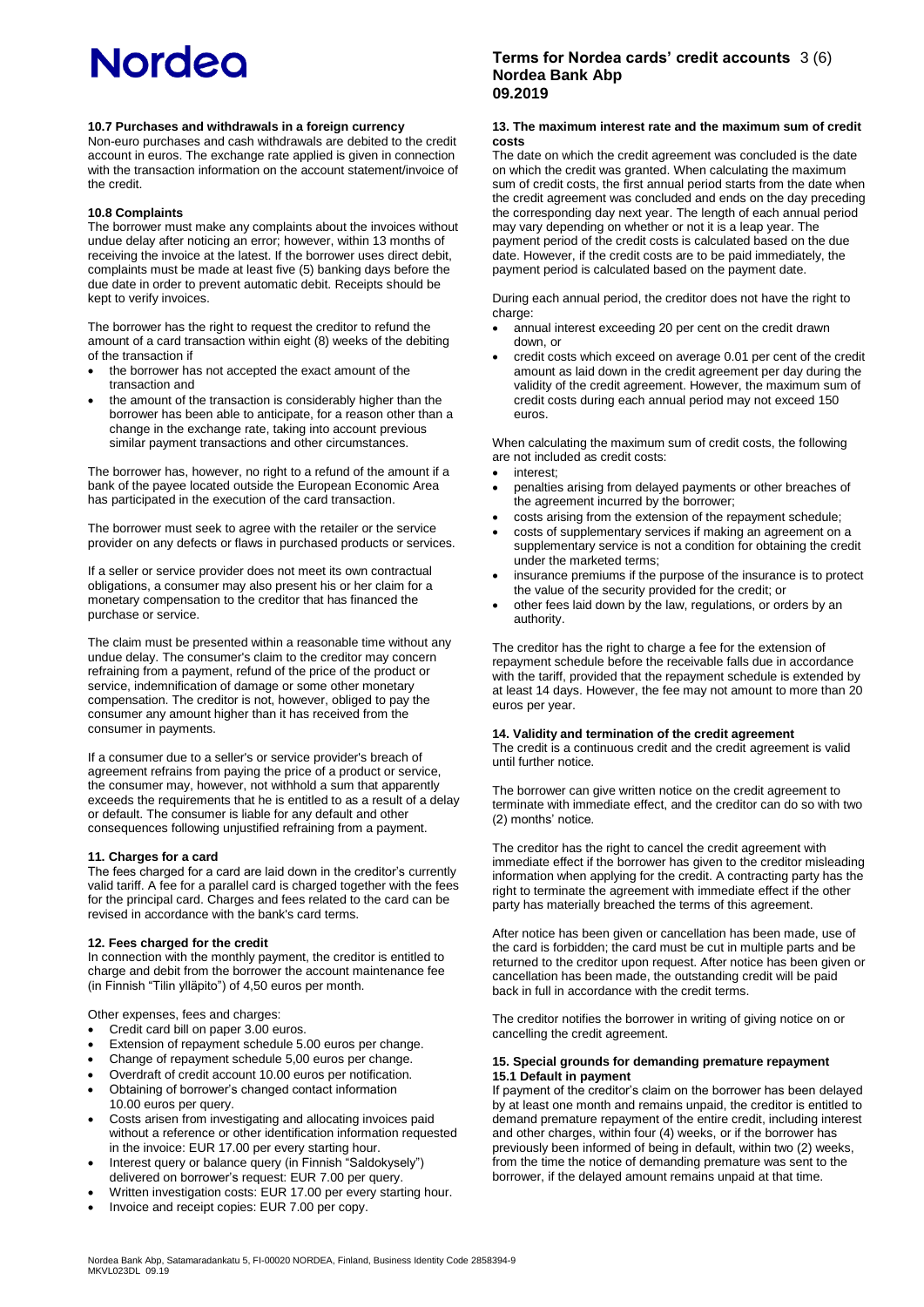#### 10.7 Purchases and withdrawals in a foreign currency

Non-euro purchases and cash withdrawals are debited to the credit account in euros. The exchange rate applied is given in connection with the transaction information on the account statement/invoice of the credit.

#### 10.8 Complaints

The borrower must make any complaints about the invoices without undue delay after noticing an error; however, within 13 months of receiving the invoice at the latest. If the borrower uses direct debit, complaints must be made at least five (5) banking days before the due date in order to prevent automatic debit. Receipts should be kept to verify invoices.

The borrower has the right to request the creditor to refund the amount of a card transaction within eight (8) weeks of the debiting of the transaction if

- the borrower has not accepted the exact amount of the transaction and
- the amount of the transaction is considerably higher than the borrower has been able to anticipate, for a reason other than a change in the exchange rate, taking into account previous similar payment transactions and other circumstances.

The borrower has, however, no right to a refund of the amount if a bank of the payee located outside the European Economic Area has participated in the execution of the card transaction.

The borrower must seek to agree with the retailer or the service provider on any defects or flaws in purchased products or services.

If a seller or service provider does not meet its own contractual obligations, a consumer may also present his or her claim for a monetary compensation to the creditor that has financed the purchase or service.

The claim must be presented within a reasonable time without any undue delay. The consumer's claim to the creditor may concern refraining from a payment, refund of the price of the product or service, indemnification of damage or some other monetary compensation. The creditor is not, however, obliged to pay the consumer any amount higher than it has received from the consumer in payments.

If a consumer due to a seller's or service provider's breach of agreement refrains from paying the price of a product or service, the consumer may, however, not withhold a sum that apparently exceeds the requirements that he is entitled to as a result of a delay or default. The consumer is liable for any default and other consequences following unjustified refraining from a payment.

### 11. Charges for a card

The fees charged for a card are laid down in the creditor's currently valid tariff. A fee for a parallel card is charged together with the fees for the principal card. Charges and fees related to the card can be revised in accordance with the bank's card terms.

### 12. Fees charged for the credit

In connection with the monthly payment, the creditor is entitled to charge and debit from the borrower the account maintenance fee (in Finnish "Tilin ylläpito") of 4,50 euros per month.

Other expenses, fees and charges:

- Credit card bill on paper 3.00 euros.
- Extension of repayment schedule 5.00 euros per change.
- Change of repayment schedule 5,00 euros per change.
- Overdraft of credit account 10.00 euros per notification.
- Obtaining of borrower's changed contact information 10.00 euros per query.
- Costs arisen from investigating and allocating invoices paid without a reference or other identification information requested in the invoice: EUR 17.00 per every starting hour.
- Interest query or balance query (in Finnish "Saldokysely") delivered on borrower's request: EUR 7.00 per query.
- Written investigation costs: EUR 17.00 per every starting hour.
- Invoice and receipt copies: EUR 7.00 per copy.

### 13. The maximum interest rate and the maximum sum of credit costs

The date on which the credit agreement was concluded is the date on which the credit was granted. When calculating the maximum sum of credit costs, the first annual period starts from the date when the credit agreement was concluded and ends on the day preceding the corresponding day next year. The length of each annual period may vary depending on whether or not it is a leap year. The payment period of the credit costs is calculated based on the due date. However, if the credit costs are to be paid immediately, the payment period is calculated based on the payment date.

During each annual period, the creditor does not have the right to charge:

- annual interest exceeding 20 per cent on the credit drawn down, or
- credit costs which exceed on average 0.01 per cent of the credit amount as laid down in the credit agreement per day during the validity of the credit agreement. However, the maximum sum of credit costs during each annual period may not exceed 150 euros.

When calculating the maximum sum of credit costs, the following are not included as credit costs:

- interest;
- penalties arising from delayed payments or other breaches of the agreement incurred by the borrower;
- costs arising from the extension of the repayment schedule;
- costs of supplementary services if making an agreement on a supplementary service is not a condition for obtaining the credit under the marketed terms;
- insurance premiums if the purpose of the insurance is to protect the value of the security provided for the credit; or
- other fees laid down by the law, regulations, or orders by an authority.

The creditor has the right to charge a fee for the extension of repayment schedule before the receivable falls due in accordance with the tariff, provided that the repayment schedule is extended by at least 14 days. However, the fee may not amount to more than 20 euros per year.

### 14. Validity and termination of the credit agreement

The credit is a continuous credit and the credit agreement is valid until further notice.

The borrower can give written notice on the credit agreement to terminate with immediate effect, and the creditor can do so with two (2) months' notice.

The creditor has the right to cancel the credit agreement with immediate effect if the borrower has given to the creditor misleading information when applying for the credit. A contracting party has the right to terminate the agreement with immediate effect if the other party has materially breached the terms of this agreement.

After notice has been given or cancellation has been made, use of the card is forbidden; the card must be cut in multiple parts and be returned to the creditor upon request. After notice has been given or cancellation has been made, the outstanding credit will be paid back in full in accordance with the credit terms.

The creditor notifies the borrower in writing of giving notice on or cancelling the credit agreement.

### 15. Special grounds for demanding premature repayment

#### 15.1 Default in payment

If payment of the creditor's claim on the borrower has been delayed by at least one month and remains unpaid, the creditor is entitled to demand premature repayment of the entire credit, including interest and other charges, within four (4) weeks, or if the borrower has previously been informed of being in default, within two (2) weeks, from the time the notice of demanding premature was sent to the borrower, if the delayed amount remains unpaid at that time.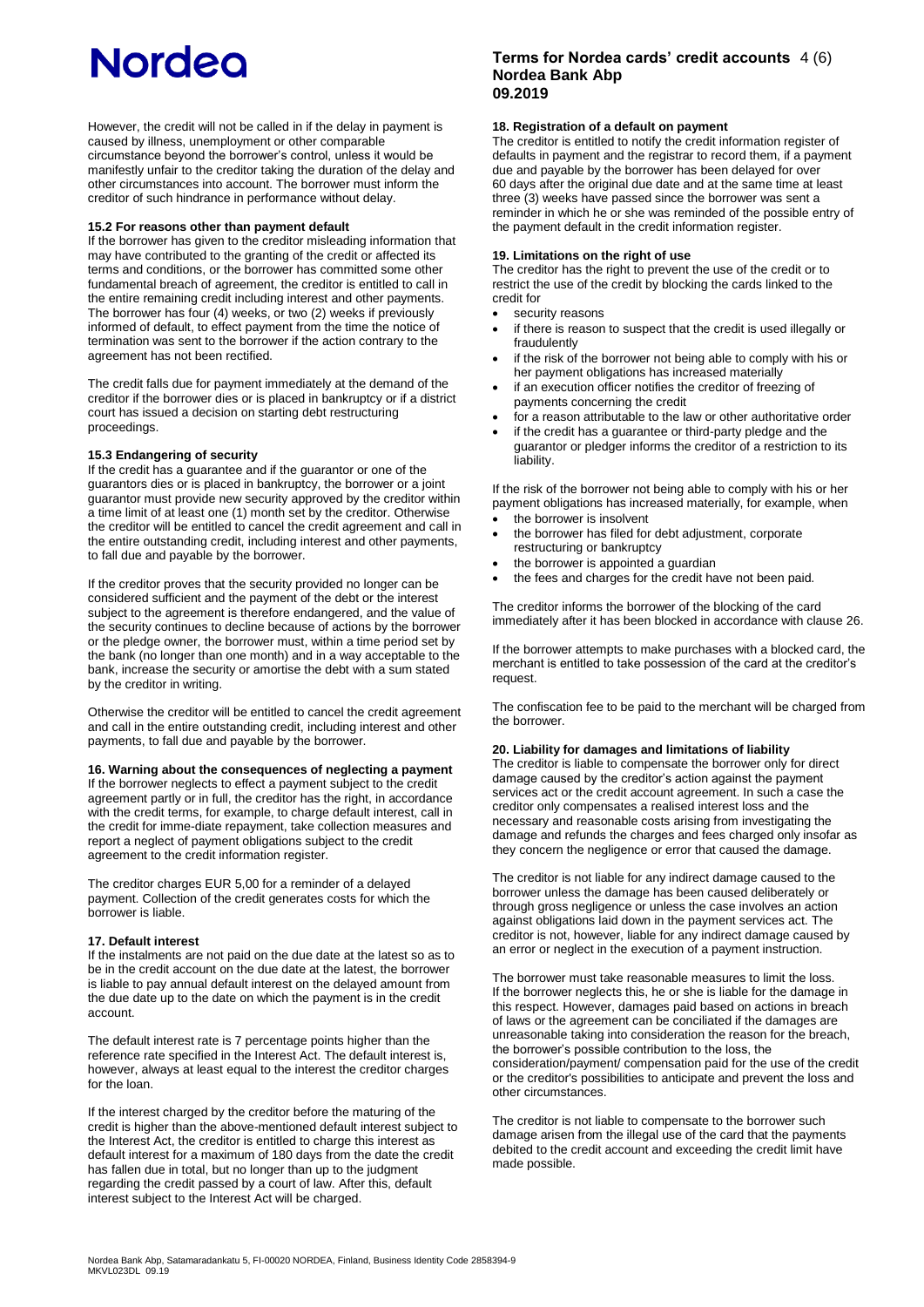However, the credit will not be called in if the delay in payment is caused by illness, unemployment or other comparable circumstance beyond the borrower's control, unless it would be manifestly unfair to the creditor taking the duration of the delay and other circumstances into account. The borrower must inform the creditor of such hindrance in performance without delay.

#### 15.2 For reasons other than payment default

If the borrower has given to the creditor misleading information that may have contributed to the granting of the credit or affected its terms and conditions, or the borrower has committed some other fundamental breach of agreement, the creditor is entitled to call in the entire remaining credit including interest and other payments. The borrower has four (4) weeks, or two (2) weeks if previously informed of default, to effect payment from the time the notice of termination was sent to the borrower if the action contrary to the agreement has not been rectified.

The credit falls due for payment immediately at the demand of the creditor if the borrower dies or is placed in bankruptcy or if a district court has issued a decision on starting debt restructuring proceedings.

#### 15.3 Endangering of security

If the credit has a guarantee and if the guarantor or one of the guarantors dies or is placed in bankruptcy, the borrower or a joint guarantor must provide new security approved by the creditor within a time limit of at least one (1) month set by the creditor. Otherwise the creditor will be entitled to cancel the credit agreement and call in the entire outstanding credit, including interest and other payments, to fall due and payable by the borrower.

If the creditor proves that the security provided no longer can be considered sufficient and the payment of the debt or the interest subject to the agreement is therefore endangered, and the value of the security continues to decline because of actions by the borrower or the pledge owner, the borrower must, within a time period set by the bank (no longer than one month) and in a way acceptable to the bank, increase the security or amortise the debt with a sum stated by the creditor in writing.

Otherwise the creditor will be entitled to cancel the credit agreement and call in the entire outstanding credit, including interest and other payments, to fall due and payable by the borrower.

### 16. Warning about the consequences of neglecting a payment

If the borrower neglects to effect a payment subject to the credit agreement partly or in full, the creditor has the right, in accordance with the credit terms, for example, to charge default interest, call in the credit for imme-diate repayment, take collection measures and report a neglect of payment obligations subject to the credit agreement to the credit information register.

The creditor charges EUR 5,00 for a reminder of a delayed payment. Collection of the credit generates costs for which the borrower is liable.

### 17. Default interest

If the instalments are not paid on the due date at the latest so as to be in the credit account on the due date at the latest, the borrower is liable to pay annual default interest on the delayed amount from the due date up to the date on which the payment is in the credit account.

The default interest rate is 7 percentage points higher than the reference rate specified in the Interest Act. The default interest is, however, always at least equal to the interest the creditor charges for the loan.

If the interest charged by the creditor before the maturing of the credit is higher than the above-mentioned default interest subject to the Interest Act, the creditor is entitled to charge this interest as default interest for a maximum of 180 days from the date the credit has fallen due in total, but no longer than up to the judgment regarding the credit passed by a court of law. After this, default interest subject to the Interest Act will be charged.

### 18. Registration of a default on payment

The creditor is entitled to notify the credit information register of defaults in payment and the registrar to record them, if a payment due and payable by the borrower has been delayed for over 60 days after the original due date and at the same time at least three (3) weeks have passed since the borrower was sent a reminder in which he or she was reminded of the possible entry of the payment default in the credit information register.

### 19. Limitations on the right of use

The creditor has the right to prevent the use of the credit or to restrict the use of the credit by blocking the cards linked to the credit for

- security reasons
- if there is reason to suspect that the credit is used illegally or fraudulently
- if the risk of the borrower not being able to comply with his or her payment obligations has increased materially
- if an execution officer notifies the creditor of freezing of payments concerning the credit
- for a reason attributable to the law or other authoritative order
- if the credit has a guarantee or third-party pledge and the guarantor or pledger informs the creditor of a restriction to its liability.

If the risk of the borrower not being able to comply with his or her payment obligations has increased materially, for example, when

- the borrower is insolvent
- the borrower has filed for debt adjustment, corporate restructuring or bankruptcy
- the borrower is appointed a guardian
- the fees and charges for the credit have not been paid.

The creditor informs the borrower of the blocking of the card immediately after it has been blocked in accordance with clause 26.

If the borrower attempts to make purchases with a blocked card, the merchant is entitled to take possession of the card at the creditor's request.

The confiscation fee to be paid to the merchant will be charged from the borrower.

### 20. Liability for damages and limitations of liability

The creditor is liable to compensate the borrower only for direct damage caused by the creditor's action against the payment services act or the credit account agreement. In such a case the creditor only compensates a realised interest loss and the necessary and reasonable costs arising from investigating the damage and refunds the charges and fees charged only insofar as they concern the negligence or error that caused the damage.

The creditor is not liable for any indirect damage caused to the borrower unless the damage has been caused deliberately or through gross negligence or unless the case involves an action against obligations laid down in the payment services act. The creditor is not, however, liable for any indirect damage caused by an error or neglect in the execution of a payment instruction.

The borrower must take reasonable measures to limit the loss. If the borrower neglects this, he or she is liable for the damage in this respect. However, damages paid based on actions in breach of laws or the agreement can be conciliated if the damages are unreasonable taking into consideration the reason for the breach, the borrower's possible contribution to the loss, the consideration/payment/ compensation paid for the use of the credit or the creditor's possibilities to anticipate and prevent the loss and other circumstances.

The creditor is not liable to compensate to the borrower such damage arisen from the illegal use of the card that the payments debited to the credit account and exceeding the credit limit have made possible.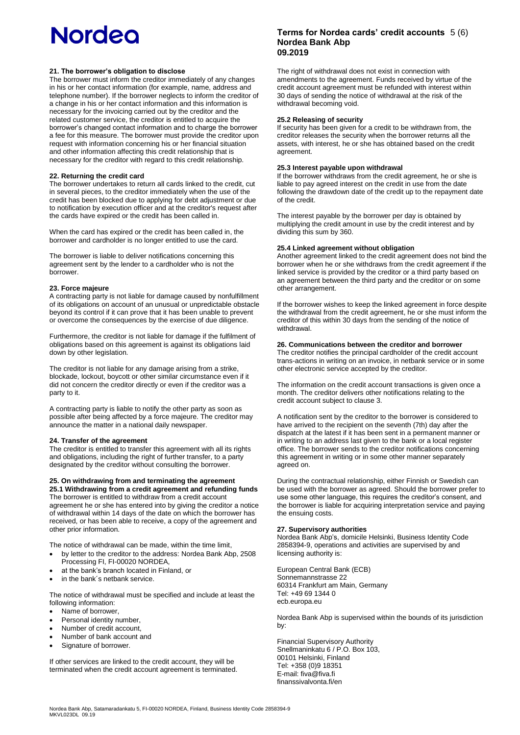### 21. The borrower's obligation to disclose

The borrower must inform the creditor immediately of any changes in his or her contact information (for example, name, address and telephone number). If the borrower neglects to inform the creditor of a change in his or her contact information and this information is necessary for the invoicing carried out by the creditor and the related customer service, the creditor is entitled to acquire the borrower's changed contact information and to charge the borrower a fee for this measure. The borrower must provide the creditor upon request with information concerning his or her financial situation and other information affecting this credit relationship that is necessary for the creditor with regard to this credit relationship.

### 22. Returning the credit card

The borrower undertakes to return all cards linked to the credit, cut in several pieces, to the creditor immediately when the use of the credit has been blocked due to applying for debt adjustment or due to notification by execution officer and at the creditor's request after the cards have expired or the credit has been called in.

When the card has expired or the credit has been called in, the borrower and cardholder is no longer entitled to use the card.

The borrower is liable to deliver notifications concerning this agreement sent by the lender to a cardholder who is not the borrower.

### 23. Force majeure

A contracting party is not liable for damage caused by nonfulfillment of its obligations on account of an unusual or unpredictable obstacle beyond its control if it can prove that it has been unable to prevent or overcome the consequences by the exercise of due diligence.

Furthermore, the creditor is not liable for damage if the fulfilment of obligations based on this agreement is against its obligations laid down by other legislation.

The creditor is not liable for any damage arising from a strike, blockade, lockout, boycott or other similar circumstance even if it did not concern the creditor directly or even if the creditor was a party to it.

A contracting party is liable to notify the other party as soon as possible after being affected by a force majeure. The creditor may announce the matter in a national daily newspaper.

### 24. Transfer of the agreement

The creditor is entitled to transfer this agreement with all its rights and obligations, including the right of further transfer, to a party designated by the creditor without consulting the borrower.

### 25. On withdrawing from and terminating the agreement

#### 25.1 Withdrawing from a credit agreement and refunding funds

The borrower is entitled to withdraw from a credit account agreement he or she has entered into by giving the creditor a notice of withdrawal within 14 days of the date on which the borrower has received, or has been able to receive, a copy of the agreement and other prior information.

The notice of withdrawal can be made, within the time limit,

- by letter to the creditor to the address: Nordea Bank Abp, 2508 Processing FI, FI-00020 NORDEA,
- at the bank's branch located in Finland, or
- in the bank´s netbank service.

The notice of withdrawal must be specified and include at least the following information:

- Name of borrower,
- Personal identity number,
- Number of credit account,
- Number of bank account and
- Signature of borrower.

If other services are linked to the credit account, they will be terminated when the credit account agreement is terminated.

The right of withdrawal does not exist in connection with amendments to the agreement. Funds received by virtue of the credit account agreement must be refunded with interest within 30 days of sending the notice of withdrawal at the risk of the withdrawal becoming void.

#### 25.2 Releasing of security

If security has been given for a credit to be withdrawn from, the creditor releases the security when the borrower returns all the assets, with interest, he or she has obtained based on the credit agreement.

#### 25.3 Interest payable upon withdrawal

If the borrower withdraws from the credit agreement, he or she is liable to pay agreed interest on the credit in use from the date following the drawdown date of the credit up to the repayment date of the credit.

The interest payable by the borrower per day is obtained by multiplying the credit amount in use by the credit interest and by dividing this sum by 360.

#### 25.4 Linked agreement without obligation

Another agreement linked to the credit agreement does not bind the borrower when he or she withdraws from the credit agreement if the linked service is provided by the creditor or a third party based on an agreement between the third party and the creditor or on some other arrangement.

If the borrower wishes to keep the linked agreement in force despite the withdrawal from the credit agreement, he or she must inform the creditor of this within 30 days from the sending of the notice of withdrawal.

### 26. Communications between the creditor and borrower

The creditor notifies the principal cardholder of the credit account trans-actions in writing on an invoice, in netbank service or in some other electronic service accepted by the creditor.

The information on the credit account transactions is given once a month. The creditor delivers other notifications relating to the credit account subject to clause 3.

A notification sent by the creditor to the borrower is considered to have arrived to the recipient on the seventh (7th) day after the dispatch at the latest if it has been sent in a permanent manner or in writing to an address last given to the bank or a local register office. The borrower sends to the creditor notifications concerning this agreement in writing or in some other manner separately agreed on.

During the contractual relationship, either Finnish or Swedish can be used with the borrower as agreed. Should the borrower prefer to use some other language, this requires the creditor's consent, and the borrower is liable for acquiring interpretation service and paying the ensuing costs.

### 27. Supervisory authorities

Nordea Bank Abp's, domicile Helsinki, Business Identity Code 2858394-9, operations and activities are supervised by and licensing authority is:

European Central Bank (ECB)  
Sonnemannstrasse 22  
60314 Frankfurt am Main, Germany  
Tel: +49 69 1344 0  
ecb.europa.eu

Nordea Bank Abp is supervised within the bounds of its jurisdiction by:

Financial Supervisory Authority  
Snellmaninkatu 6 / P.O. Box 103,  
00101 Helsinki, Finland  
Tel: +358 (0)9 18351  
E-mail: fiva@fiva.fi  
finanssivalvonta.fi/en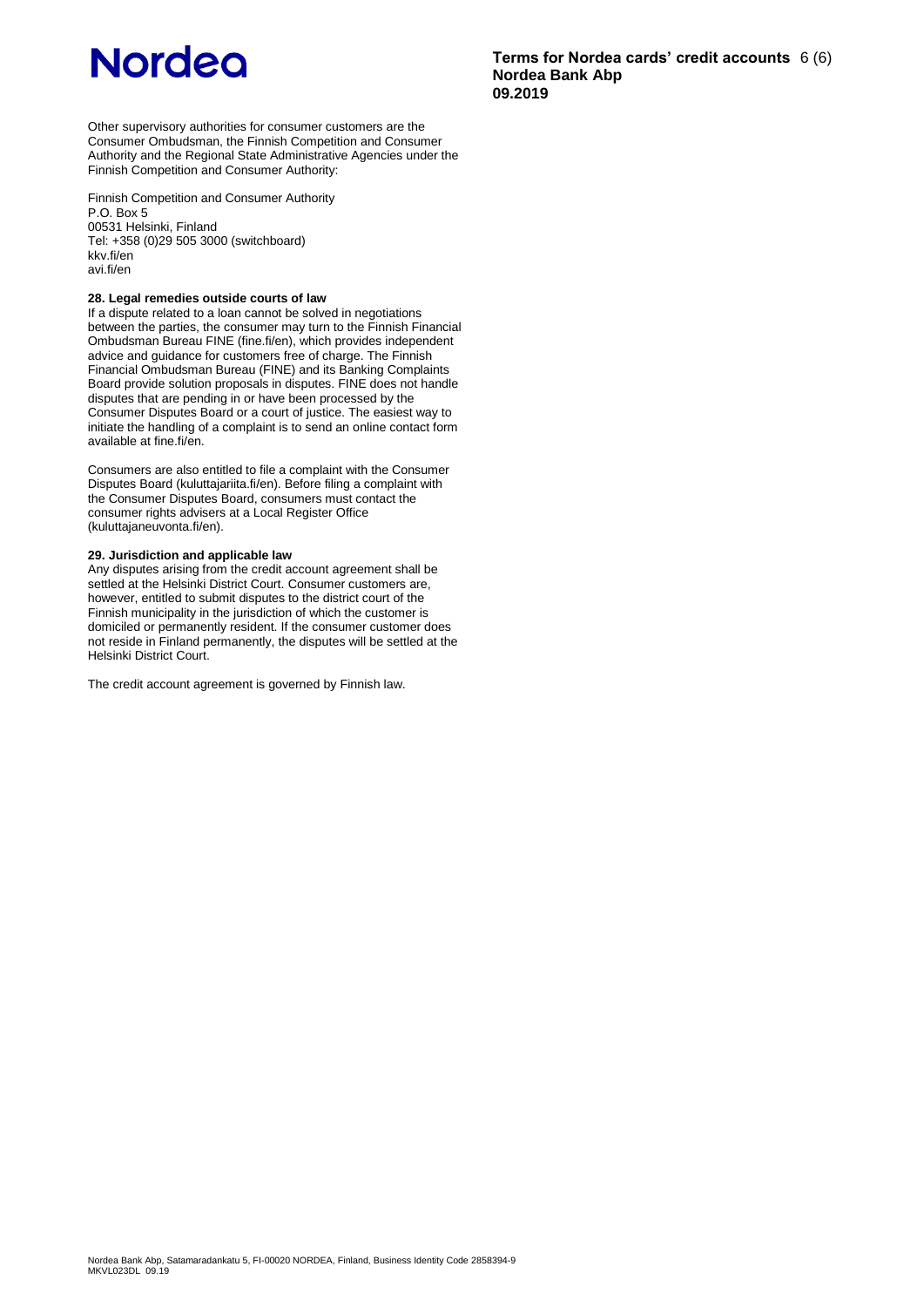Other supervisory authorities for consumer customers are the Consumer Ombudsman, the Finnish Competition and Consumer Authority and the Regional State Administrative Agencies under the Finnish Competition and Consumer Authority:

Finnish Competition and Consumer Authority
P.O. Box 5
00531 Helsinki, Finland
Tel: +358 (0)29 505 3000 (switchboard)
kkv.fi/en
avi.fi/en

**28. Legal remedies outside courts of law**

If a dispute related to a loan cannot be solved in negotiations between the parties, the consumer may turn to the Finnish Financial Ombudsman Bureau FINE (fine.fi/en), which provides independent advice and guidance for customers free of charge. The Finnish Financial Ombudsman Bureau (FINE) and its Banking Complaints Board provide solution proposals in disputes. FINE does not handle disputes that are pending in or have been processed by the Consumer Disputes Board or a court of justice. The easiest way to initiate the handling of a complaint is to send an online contact form available at fine.fi/en.

Consumers are also entitled to file a complaint with the Consumer Disputes Board (kuluttajariita.fi/en). Before filing a complaint with the Consumer Disputes Board, consumers must contact the consumer rights advisers at a Local Register Office (kuluttajaneuvonta.fi/en).

**29. Jurisdiction and applicable law**

Any disputes arising from the credit account agreement shall be settled at the Helsinki District Court. Consumer customers are, however, entitled to submit disputes to the district court of the Finnish municipality in the jurisdiction of which the customer is domiciled or permanently resident. If the consumer customer does not reside in Finland permanently, the disputes will be settled at the Helsinki District Court.

The credit account agreement is governed by Finnish law.